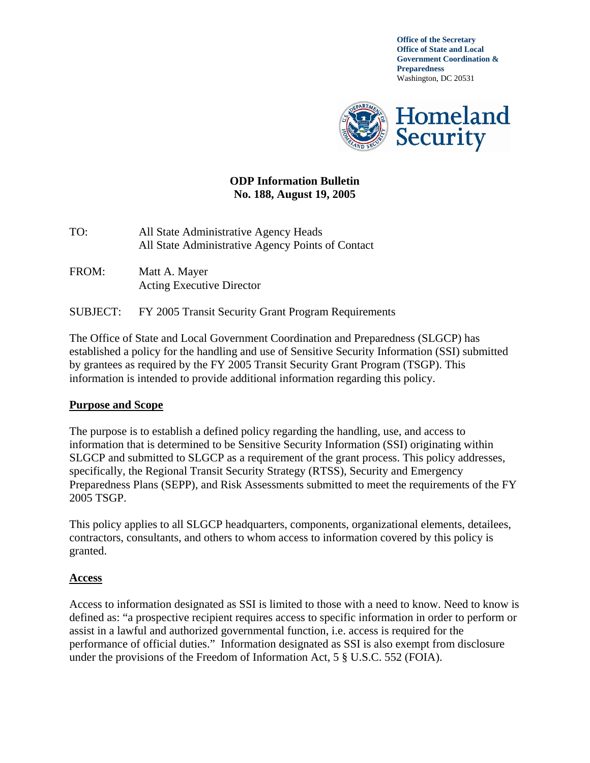**Office of the Secretary**
**Office of State and Local Government Coordination & Preparedness**
Washington, DC 20531

Homeland Security

**ODP Information Bulletin**
**No. 188, August 19, 2005**

TO: All State Administrative Agency Heads
All State Administrative Agency Points of Contact

FROM: Matt A. Mayer
Acting Executive Director

SUBJECT: FY 2005 Transit Security Grant Program Requirements

The Office of State and Local Government Coordination and Preparedness (SLGCP) has established a policy for the handling and use of Sensitive Security Information (SSI) submitted by grantees as required by the FY 2005 Transit Security Grant Program (TSGP). This information is intended to provide additional information regarding this policy.

## Purpose and Scope

The purpose is to establish a defined policy regarding the handling, use, and access to information that is determined to be Sensitive Security Information (SSI) originating within SLGCP and submitted to SLGCP as a requirement of the grant process. This policy addresses, specifically, the Regional Transit Security Strategy (RTSS), Security and Emergency Preparedness Plans (SEPP), and Risk Assessments submitted to meet the requirements of the FY 2005 TSGP.

This policy applies to all SLGCP headquarters, components, organizational elements, detailees, contractors, consultants, and others to whom access to information covered by this policy is granted.

## Access

Access to information designated as SSI is limited to those with a need to know. Need to know is defined as: "a prospective recipient requires access to specific information in order to perform or assist in a lawful and authorized governmental function, i.e. access is required for the performance of official duties." Information designated as SSI is also exempt from disclosure under the provisions of the Freedom of Information Act, 5 § U.S.C. 552 (FOIA).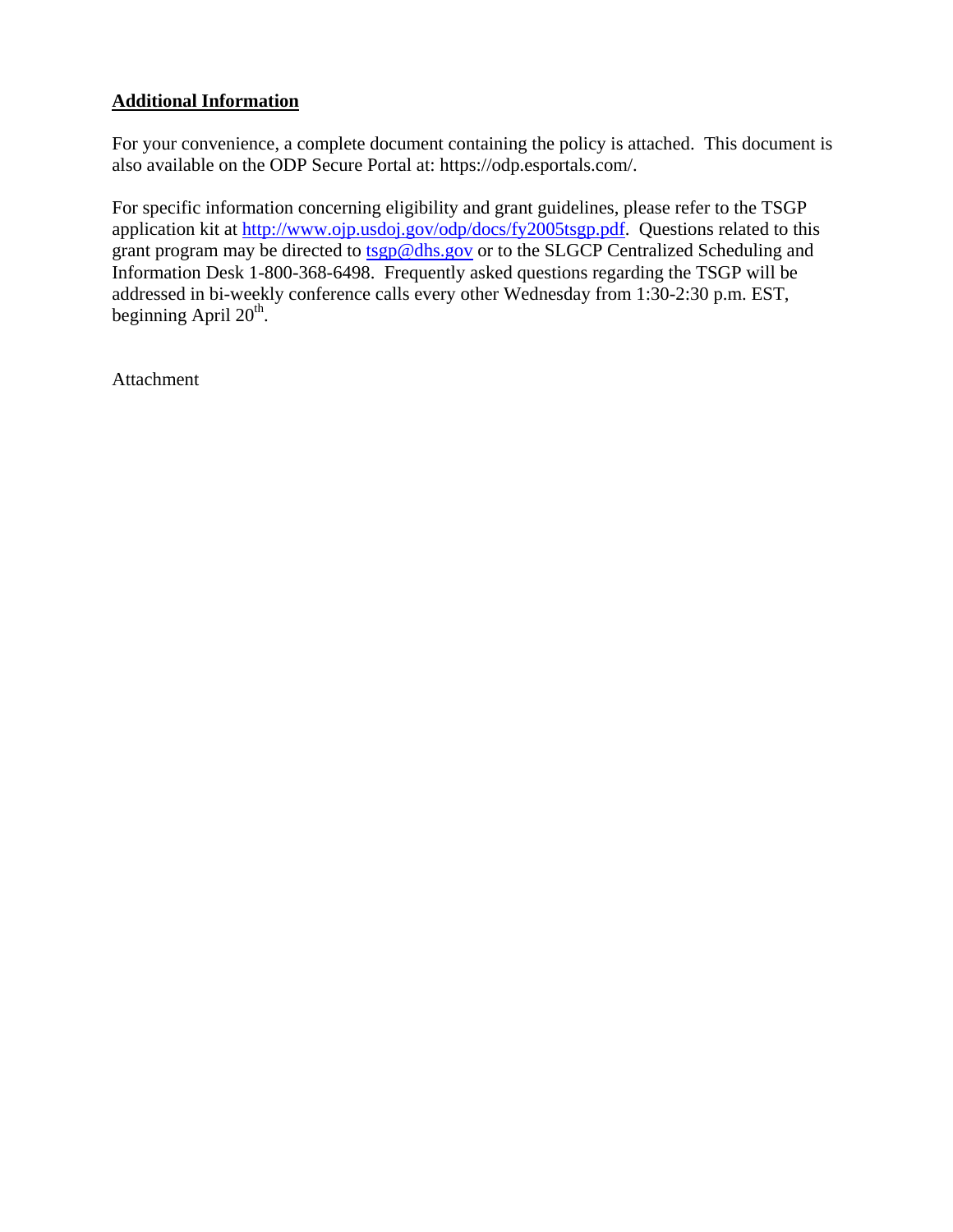## Additional Information

For your convenience, a complete document containing the policy is attached. This document is also available on the ODP Secure Portal at: https://odp.esportals.com/.

For specific information concerning eligibility and grant guidelines, please refer to the TSGP application kit at http://www.ojp.usdoj.gov/odp/docs/fy2005tsgp.pdf. Questions related to this grant program may be directed to tsgp@dhs.gov or to the SLGCP Centralized Scheduling and Information Desk 1-800-368-6498. Frequently asked questions regarding the TSGP will be addressed in bi-weekly conference calls every other Wednesday from 1:30-2:30 p.m. EST, beginning April 20th.

Attachment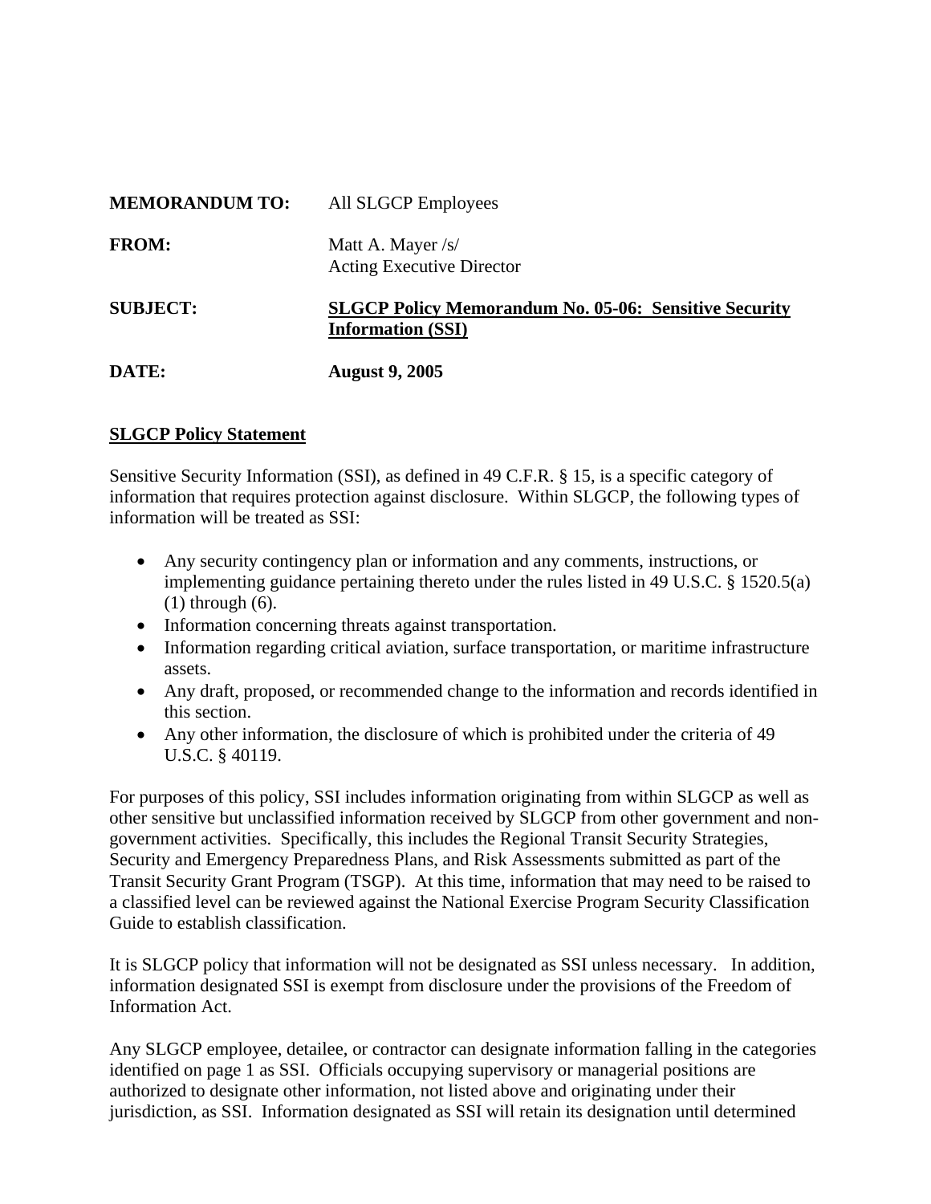**MEMORANDUM TO:** All SLGCP Employees

**FROM:** Matt A. Mayer /s/
Acting Executive Director

**SUBJECT:** **SLGCP Policy Memorandum No. 05-06: Sensitive Security Information (SSI)**

**DATE:** **August 9, 2005**

## SLGCP Policy Statement

Sensitive Security Information (SSI), as defined in 49 C.F.R. § 15, is a specific category of information that requires protection against disclosure. Within SLGCP, the following types of information will be treated as SSI:

- Any security contingency plan or information and any comments, instructions, or implementing guidance pertaining thereto under the rules listed in 49 U.S.C. § 1520.5(a) (1) through (6).
- Information concerning threats against transportation.
- Information regarding critical aviation, surface transportation, or maritime infrastructure assets.
- Any draft, proposed, or recommended change to the information and records identified in this section.
- Any other information, the disclosure of which is prohibited under the criteria of 49 U.S.C. § 40119.

For purposes of this policy, SSI includes information originating from within SLGCP as well as other sensitive but unclassified information received by SLGCP from other government and non-government activities. Specifically, this includes the Regional Transit Security Strategies, Security and Emergency Preparedness Plans, and Risk Assessments submitted as part of the Transit Security Grant Program (TSGP). At this time, information that may need to be raised to a classified level can be reviewed against the National Exercise Program Security Classification Guide to establish classification.

It is SLGCP policy that information will not be designated as SSI unless necessary. In addition, information designated SSI is exempt from disclosure under the provisions of the Freedom of Information Act.

Any SLGCP employee, detailee, or contractor can designate information falling in the categories identified on page 1 as SSI. Officials occupying supervisory or managerial positions are authorized to designate other information, not listed above and originating under their jurisdiction, as SSI. Information designated as SSI will retain its designation until determined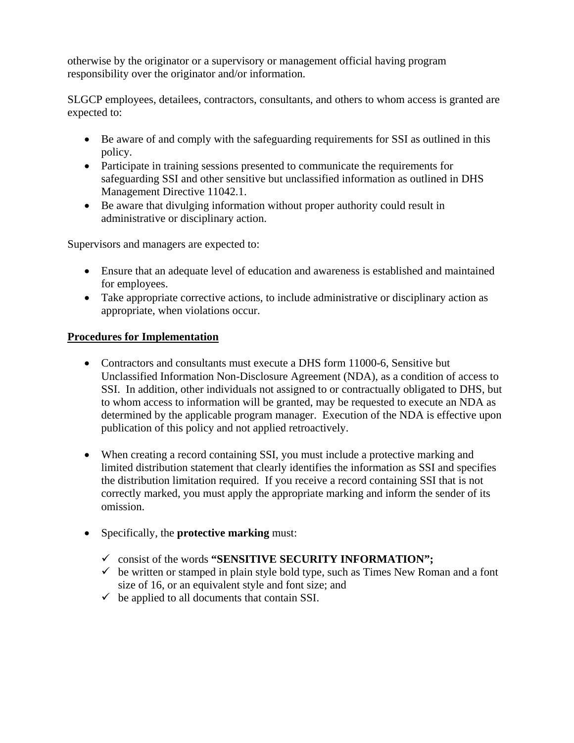otherwise by the originator or a supervisory or management official having program responsibility over the originator and/or information.

SLGCP employees, detailees, contractors, consultants, and others to whom access is granted are expected to:

- Be aware of and comply with the safeguarding requirements for SSI as outlined in this policy.
- Participate in training sessions presented to communicate the requirements for safeguarding SSI and other sensitive but unclassified information as outlined in DHS Management Directive 11042.1.
- Be aware that divulging information without proper authority could result in administrative or disciplinary action.

Supervisors and managers are expected to:

- Ensure that an adequate level of education and awareness is established and maintained for employees.
- Take appropriate corrective actions, to include administrative or disciplinary action as appropriate, when violations occur.

**Procedures for Implementation**

- Contractors and consultants must execute a DHS form 11000-6, Sensitive but Unclassified Information Non-Disclosure Agreement (NDA), as a condition of access to SSI. In addition, other individuals not assigned to or contractually obligated to DHS, but to whom access to information will be granted, may be requested to execute an NDA as determined by the applicable program manager. Execution of the NDA is effective upon publication of this policy and not applied retroactively.

- When creating a record containing SSI, you must include a protective marking and limited distribution statement that clearly identifies the information as SSI and specifies the distribution limitation required. If you receive a record containing SSI that is not correctly marked, you must apply the appropriate marking and inform the sender of its omission.

- Specifically, the **protective marking** must:

  - ✓ consist of the words **"SENSITIVE SECURITY INFORMATION";**
  - ✓ be written or stamped in plain style bold type, such as Times New Roman and a font size of 16, or an equivalent style and font size; and
  - ✓ be applied to all documents that contain SSI.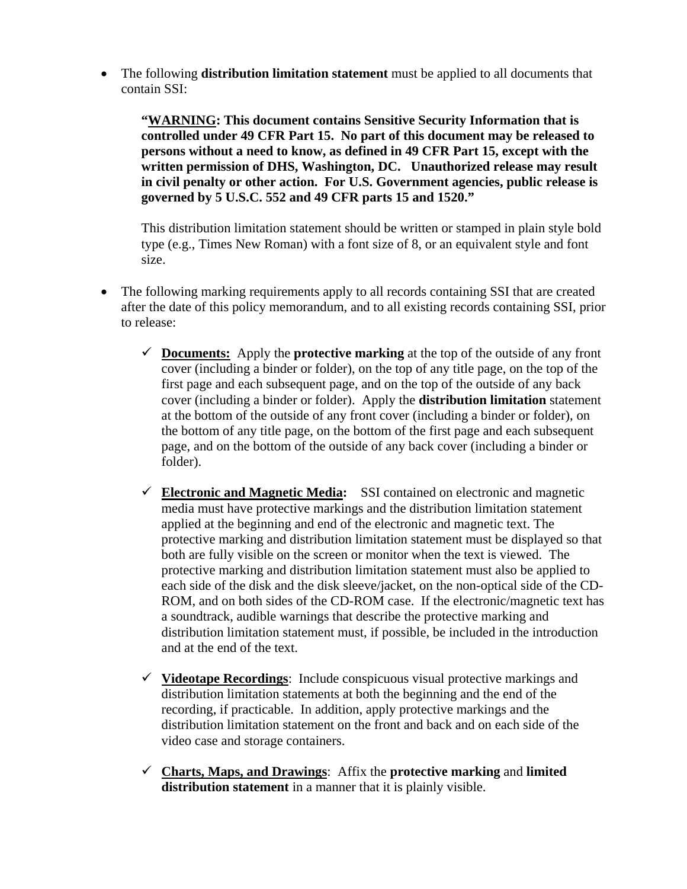- The following **distribution limitation statement** must be applied to all documents that contain SSI:

  > **"WARNING: This document contains Sensitive Security Information that is controlled under 49 CFR Part 15. No part of this document may be released to persons without a need to know, as defined in 49 CFR Part 15, except with the written permission of DHS, Washington, DC. Unauthorized release may result in civil penalty or other action. For U.S. Government agencies, public release is governed by 5 U.S.C. 552 and 49 CFR parts 15 and 1520."**

  This distribution limitation statement should be written or stamped in plain style bold type (e.g., Times New Roman) with a font size of 8, or an equivalent style and font size.

- The following marking requirements apply to all records containing SSI that are created after the date of this policy memorandum, and to all existing records containing SSI, prior to release:

  - ✓ **Documents:** Apply the **protective marking** at the top of the outside of any front cover (including a binder or folder), on the top of any title page, on the top of the first page and each subsequent page, and on the top of the outside of any back cover (including a binder or folder). Apply the **distribution limitation** statement at the bottom of the outside of any front cover (including a binder or folder), on the bottom of any title page, on the bottom of the first page and each subsequent page, and on the bottom of the outside of any back cover (including a binder or folder).

  - ✓ **Electronic and Magnetic Media:** SSI contained on electronic and magnetic media must have protective markings and the distribution limitation statement applied at the beginning and end of the electronic and magnetic text. The protective marking and distribution limitation statement must be displayed so that both are fully visible on the screen or monitor when the text is viewed. The protective marking and distribution limitation statement must also be applied to each side of the disk and the disk sleeve/jacket, on the non-optical side of the CD-ROM, and on both sides of the CD-ROM case. If the electronic/magnetic text has a soundtrack, audible warnings that describe the protective marking and distribution limitation statement must, if possible, be included in the introduction and at the end of the text.

  - ✓ **Videotape Recordings**: Include conspicuous visual protective markings and distribution limitation statements at both the beginning and the end of the recording, if practicable. In addition, apply protective markings and the distribution limitation statement on the front and back and on each side of the video case and storage containers.

  - ✓ **Charts, Maps, and Drawings**: Affix the **protective marking** and **limited distribution statement** in a manner that it is plainly visible.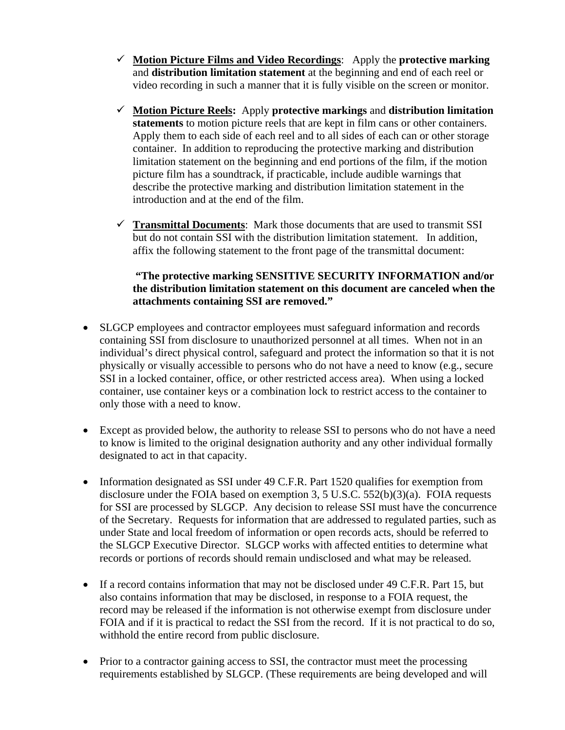- ✓ **Motion Picture Films and Video Recordings**: Apply the **protective marking** and **distribution limitation statement** at the beginning and end of each reel or video recording in such a manner that it is fully visible on the screen or monitor.

- ✓ **Motion Picture Reels:** Apply **protective markings** and **distribution limitation statements** to motion picture reels that are kept in film cans or other containers. Apply them to each side of each reel and to all sides of each can or other storage container. In addition to reproducing the protective marking and distribution limitation statement on the beginning and end portions of the film, if the motion picture film has a soundtrack, if practicable, include audible warnings that describe the protective marking and distribution limitation statement in the introduction and at the end of the film.

- ✓ **Transmittal Documents**: Mark those documents that are used to transmit SSI but do not contain SSI with the distribution limitation statement. In addition, affix the following statement to the front page of the transmittal document:

  **"The protective marking SENSITIVE SECURITY INFORMATION and/or the distribution limitation statement on this document are canceled when the attachments containing SSI are removed."**

- SLGCP employees and contractor employees must safeguard information and records containing SSI from disclosure to unauthorized personnel at all times. When not in an individual's direct physical control, safeguard and protect the information so that it is not physically or visually accessible to persons who do not have a need to know (e.g., secure SSI in a locked container, office, or other restricted access area). When using a locked container, use container keys or a combination lock to restrict access to the container to only those with a need to know.

- Except as provided below, the authority to release SSI to persons who do not have a need to know is limited to the original designation authority and any other individual formally designated to act in that capacity.

- Information designated as SSI under 49 C.F.R. Part 1520 qualifies for exemption from disclosure under the FOIA based on exemption 3, 5 U.S.C. 552(b)(3)(a). FOIA requests for SSI are processed by SLGCP. Any decision to release SSI must have the concurrence of the Secretary. Requests for information that are addressed to regulated parties, such as under State and local freedom of information or open records acts, should be referred to the SLGCP Executive Director. SLGCP works with affected entities to determine what records or portions of records should remain undisclosed and what may be released.

- If a record contains information that may not be disclosed under 49 C.F.R. Part 15, but also contains information that may be disclosed, in response to a FOIA request, the record may be released if the information is not otherwise exempt from disclosure under FOIA and if it is practical to redact the SSI from the record. If it is not practical to do so, withhold the entire record from public disclosure.

- Prior to a contractor gaining access to SSI, the contractor must meet the processing requirements established by SLGCP. (These requirements are being developed and will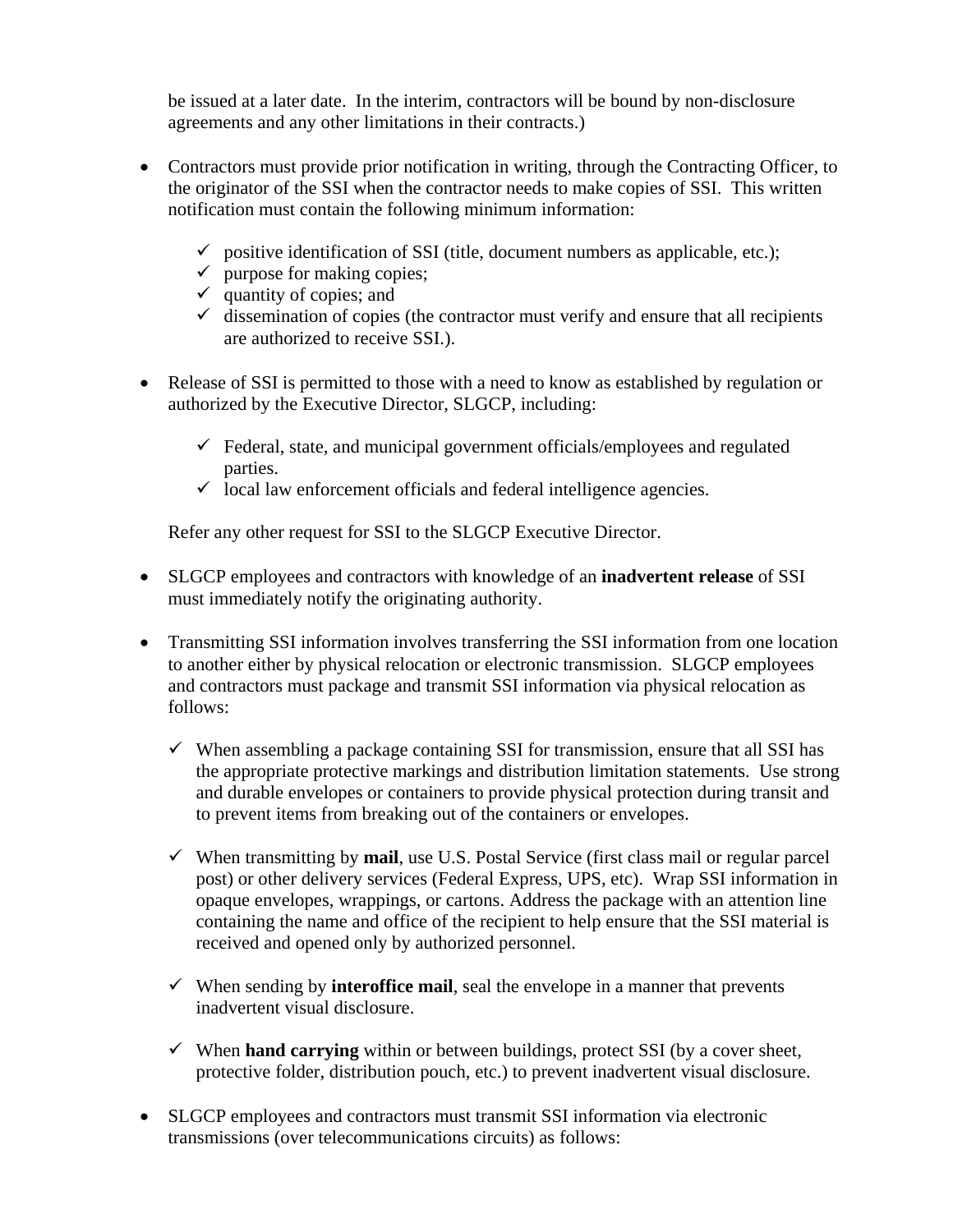be issued at a later date. In the interim, contractors will be bound by non-disclosure agreements and any other limitations in their contracts.)

- Contractors must provide prior notification in writing, through the Contracting Officer, to the originator of the SSI when the contractor needs to make copies of SSI. This written notification must contain the following minimum information:

  - ✓ positive identification of SSI (title, document numbers as applicable, etc.);
  - ✓ purpose for making copies;
  - ✓ quantity of copies; and
  - ✓ dissemination of copies (the contractor must verify and ensure that all recipients are authorized to receive SSI.).

- Release of SSI is permitted to those with a need to know as established by regulation or authorized by the Executive Director, SLGCP, including:

  - ✓ Federal, state, and municipal government officials/employees and regulated parties.
  - ✓ local law enforcement officials and federal intelligence agencies.

  Refer any other request for SSI to the SLGCP Executive Director.

- SLGCP employees and contractors with knowledge of an **inadvertent release** of SSI must immediately notify the originating authority.

- Transmitting SSI information involves transferring the SSI information from one location to another either by physical relocation or electronic transmission. SLGCP employees and contractors must package and transmit SSI information via physical relocation as follows:

  - ✓ When assembling a package containing SSI for transmission, ensure that all SSI has the appropriate protective markings and distribution limitation statements. Use strong and durable envelopes or containers to provide physical protection during transit and to prevent items from breaking out of the containers or envelopes.

  - ✓ When transmitting by **mail**, use U.S. Postal Service (first class mail or regular parcel post) or other delivery services (Federal Express, UPS, etc). Wrap SSI information in opaque envelopes, wrappings, or cartons. Address the package with an attention line containing the name and office of the recipient to help ensure that the SSI material is received and opened only by authorized personnel.

  - ✓ When sending by **interoffice mail**, seal the envelope in a manner that prevents inadvertent visual disclosure.

  - ✓ When **hand carrying** within or between buildings, protect SSI (by a cover sheet, protective folder, distribution pouch, etc.) to prevent inadvertent visual disclosure.

- SLGCP employees and contractors must transmit SSI information via electronic transmissions (over telecommunications circuits) as follows: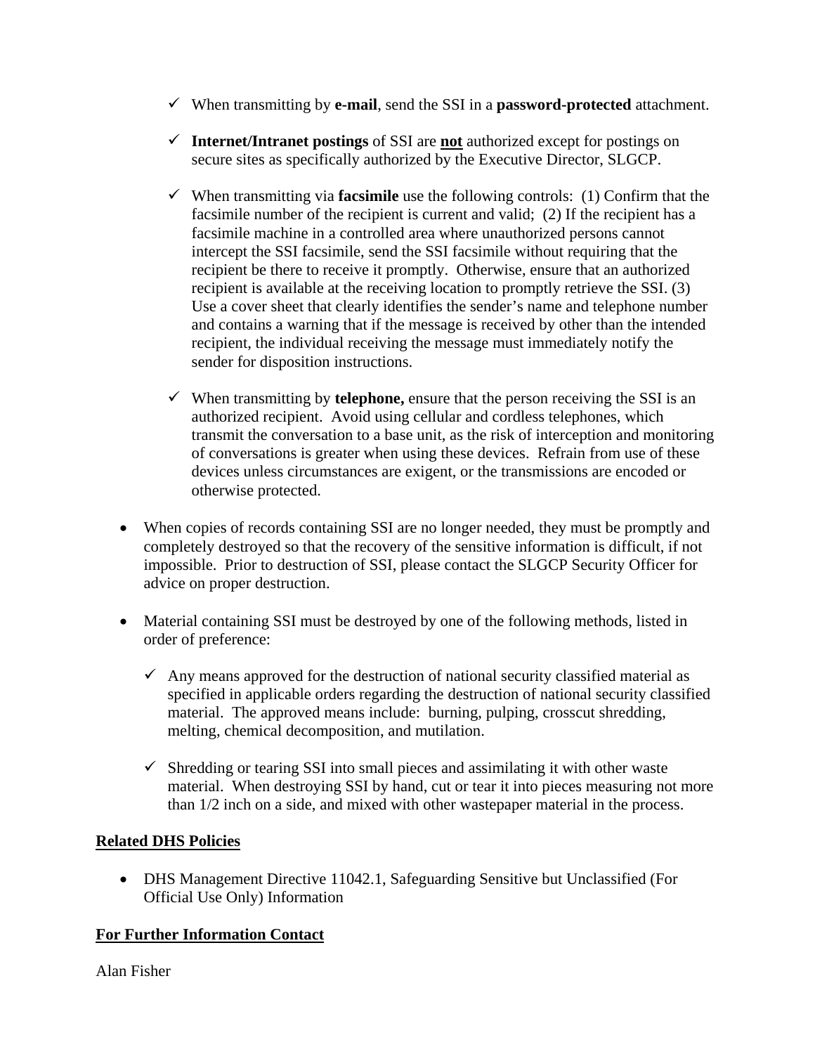- ✓ When transmitting by **e-mail**, send the SSI in a **password-protected** attachment.

    - ✓ **Internet/Intranet postings** of SSI are **not** authorized except for postings on secure sites as specifically authorized by the Executive Director, SLGCP.

    - ✓ When transmitting via **facsimile** use the following controls: (1) Confirm that the facsimile number of the recipient is current and valid; (2) If the recipient has a facsimile machine in a controlled area where unauthorized persons cannot intercept the SSI facsimile, send the SSI facsimile without requiring that the recipient be there to receive it promptly. Otherwise, ensure that an authorized recipient is available at the receiving location to promptly retrieve the SSI. (3) Use a cover sheet that clearly identifies the sender's name and telephone number and contains a warning that if the message is received by other than the intended recipient, the individual receiving the message must immediately notify the sender for disposition instructions.

    - ✓ When transmitting by **telephone,** ensure that the person receiving the SSI is an authorized recipient. Avoid using cellular and cordless telephones, which transmit the conversation to a base unit, as the risk of interception and monitoring of conversations is greater when using these devices. Refrain from use of these devices unless circumstances are exigent, or the transmissions are encoded or otherwise protected.

- When copies of records containing SSI are no longer needed, they must be promptly and completely destroyed so that the recovery of the sensitive information is difficult, if not impossible. Prior to destruction of SSI, please contact the SLGCP Security Officer for advice on proper destruction.

- Material containing SSI must be destroyed by one of the following methods, listed in order of preference:

    - ✓ Any means approved for the destruction of national security classified material as specified in applicable orders regarding the destruction of national security classified material. The approved means include: burning, pulping, crosscut shredding, melting, chemical decomposition, and mutilation.

    - ✓ Shredding or tearing SSI into small pieces and assimilating it with other waste material. When destroying SSI by hand, cut or tear it into pieces measuring not more than 1/2 inch on a side, and mixed with other wastepaper material in the process.

**<u>Related DHS Policies</u>**

- DHS Management Directive 11042.1, Safeguarding Sensitive but Unclassified (For Official Use Only) Information

**<u>For Further Information Contact</u>**

Alan Fisher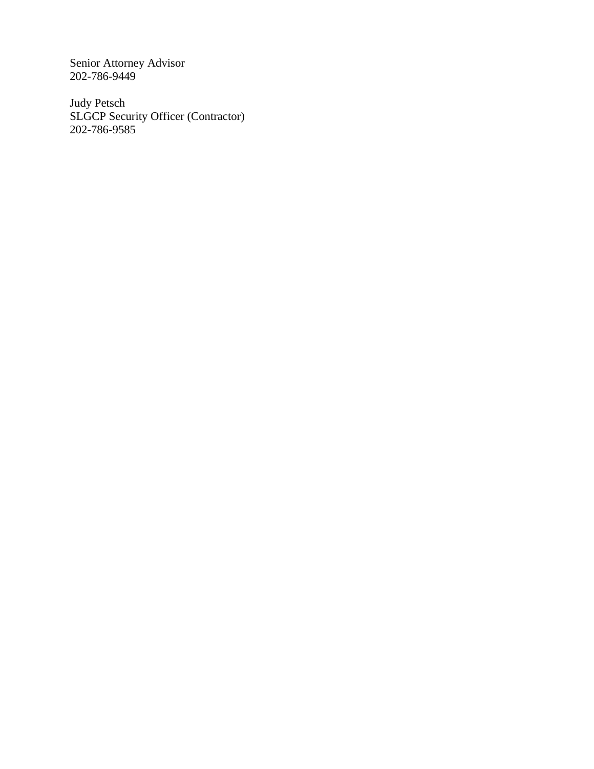Senior Attorney Advisor
202-786-9449

Judy Petsch
SLGCP Security Officer (Contractor)
202-786-9585